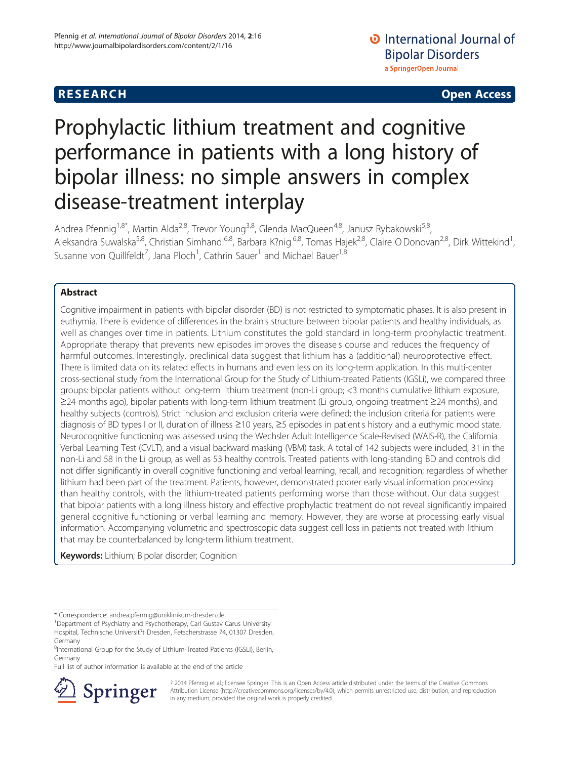# RESEARCH Open Access

# Prophylactic lithium treatment and cognitive performance in patients with a long history of bipolar illness: no simple answers in complex disease-treatment interplay

Andrea Pfennig[1,8*], Martin Alda[2,8], Trevor Young[3,8], Glenda MacQueen[4,8], Janusz Rybakowski[5,8], Aleksandra Suwalska[5,8], Christian Simhandl[6,8], Barbara K?nig[6,8], Tomas Hajek[2,8], Claire O Donovan[2,8], Dirk Wittekind[1], Susanne von Quillfeldt[7], Jana Ploch[1], Cathrin Sauer[1] and Michael Bauer[1,8]

## Abstract

Cognitive impairment in patients with bipolar disorder (BD) is not restricted to symptomatic phases. It is also present in euthymia. There is evidence of differences in the brain s structure between bipolar patients and healthy individuals, as well as changes over time in patients. Lithium constitutes the gold standard in long-term prophylactic treatment. Appropriate therapy that prevents new episodes improves the disease s course and reduces the frequency of harmful outcomes. Interestingly, preclinical data suggest that lithium has a (additional) neuroprotective effect. There is limited data on its related effects in humans and even less on its long-term application. In this multi-center cross-sectional study from the International Group for the Study of Lithium-treated Patients (IGSLi), we compared three groups: bipolar patients without long-term lithium treatment (non-Li group; <3 months cumulative lithium exposure, ≥24 months ago), bipolar patients with long-term lithium treatment (Li group, ongoing treatment ≥24 months), and healthy subjects (controls). Strict inclusion and exclusion criteria were defined; the inclusion criteria for patients were diagnosis of BD types I or II, duration of illness ≥10 years, ≥5 episodes in patient s history and a euthymic mood state. Neurocognitive functioning was assessed using the Wechsler Adult Intelligence Scale-Revised (WAIS-R), the California Verbal Learning Test (CVLT), and a visual backward masking (VBM) task. A total of 142 subjects were included, 31 in the non-Li and 58 in the Li group, as well as 53 healthy controls. Treated patients with long-standing BD and controls did not differ significantly in overall cognitive functioning and verbal learning, recall, and recognition; regardless of whether lithium had been part of the treatment. Patients, however, demonstrated poorer early visual information processing than healthy controls, with the lithium-treated patients performing worse than those without. Our data suggest that bipolar patients with a long illness history and effective prophylactic treatment do not reveal significantly impaired general cognitive functioning or verbal learning and memory. However, they are worse at processing early visual information. Accompanying volumetric and spectroscopic data suggest cell loss in patients not treated with lithium that may be counterbalanced by long-term lithium treatment.

**Keywords:** Lithium; Bipolar disorder; Cognition

---

\* Correspondence: andrea.pfennig@uniklinikum-dresden.de

[1]Department of Psychiatry and Psychotherapy, Carl Gustav Carus University Hospital, Technische Universit?t Dresden, Fetscherstrasse 74, 01307 Dresden, Germany

[8]International Group for the Study of Lithium-Treated Patients (IGSLi), Berlin, Germany

Full list of author information is available at the end of the article

? 2014 Pfennig et al.; licensee Springer. This is an Open Access article distributed under the terms of the Creative Commons Attribution License (http://creativecommons.org/licenses/by/4.0), which permits unrestricted use, distribution, and reproduction in any medium, provided the original work is properly credited.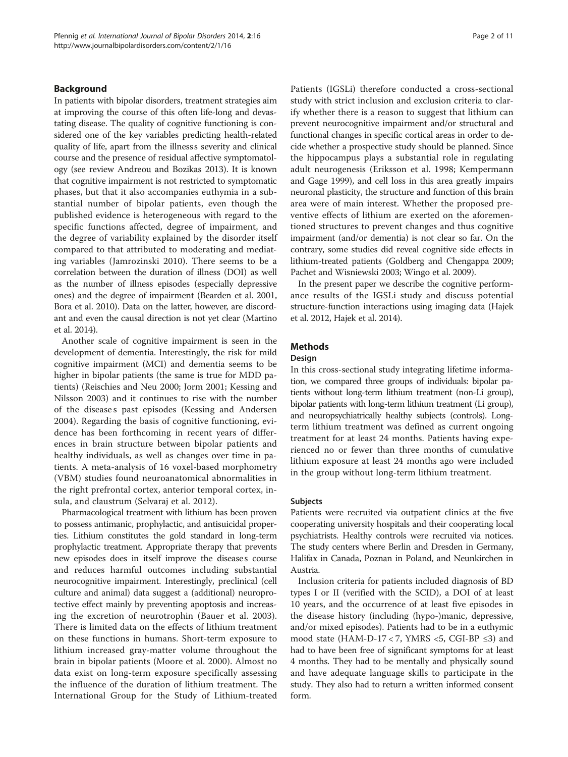## Background

In patients with bipolar disorders, treatment strategies aim at improving the course of this often life-long and devastating disease. The quality of cognitive functioning is considered one of the key variables predicting health-related quality of life, apart from the illnesss severity and clinical course and the presence of residual affective symptomatology (see review Andreou and Bozikas 2013). It is known that cognitive impairment is not restricted to symptomatic phases, but that it also accompanies euthymia in a substantial number of bipolar patients, even though the published evidence is heterogeneous with regard to the specific functions affected, degree of impairment, and the degree of variability explained by the disorder itself compared to that attributed to moderating and mediating variables (Jamrozinski 2010). There seems to be a correlation between the duration of illness (DOI) as well as the number of illness episodes (especially depressive ones) and the degree of impairment (Bearden et al. 2001, Bora et al. 2010). Data on the latter, however, are discordant and even the causal direction is not yet clear (Martino et al. 2014).

Another scale of cognitive impairment is seen in the development of dementia. Interestingly, the risk for mild cognitive impairment (MCI) and dementia seems to be higher in bipolar patients (the same is true for MDD patients) (Reischies and Neu 2000; Jorm 2001; Kessing and Nilsson 2003) and it continues to rise with the number of the disease s past episodes (Kessing and Andersen 2004). Regarding the basis of cognitive functioning, evidence has been forthcoming in recent years of differences in brain structure between bipolar patients and healthy individuals, as well as changes over time in patients. A meta-analysis of 16 voxel-based morphometry (VBM) studies found neuroanatomical abnormalities in the right prefrontal cortex, anterior temporal cortex, insula, and claustrum (Selvaraj et al. 2012).

Pharmacological treatment with lithium has been proven to possess antimanic, prophylactic, and antisuicidal properties. Lithium constitutes the gold standard in long-term prophylactic treatment. Appropriate therapy that prevents new episodes does in itself improve the disease s course and reduces harmful outcomes including substantial neurocognitive impairment. Interestingly, preclinical (cell culture and animal) data suggest a (additional) neuroprotective effect mainly by preventing apoptosis and increasing the excretion of neurotrophin (Bauer et al. 2003). There is limited data on the effects of lithium treatment on these functions in humans. Short-term exposure to lithium increased gray-matter volume throughout the brain in bipolar patients (Moore et al. 2000). Almost no data exist on long-term exposure specifically assessing the influence of the duration of lithium treatment. The International Group for the Study of Lithium-treated Patients (IGSLi) therefore conducted a cross-sectional study with strict inclusion and exclusion criteria to clarify whether there is a reason to suggest that lithium can prevent neurocognitive impairment and/or structural and functional changes in specific cortical areas in order to decide whether a prospective study should be planned. Since the hippocampus plays a substantial role in regulating adult neurogenesis (Eriksson et al. 1998; Kempermann and Gage 1999), and cell loss in this area greatly impairs neuronal plasticity, the structure and function of this brain area were of main interest. Whether the proposed preventive effects of lithium are exerted on the aforementioned structures to prevent changes and thus cognitive impairment (and/or dementia) is not clear so far. On the contrary, some studies did reveal cognitive side effects in lithium-treated patients (Goldberg and Chengappa 2009; Pachet and Wisniewski 2003; Wingo et al. 2009).

In the present paper we describe the cognitive performance results of the IGSLi study and discuss potential structure-function interactions using imaging data (Hajek et al. 2012, Hajek et al. 2014).

## Methods

### Design

In this cross-sectional study integrating lifetime information, we compared three groups of individuals: bipolar patients without long-term lithium treatment (non-Li group), bipolar patients with long-term lithium treatment (Li group), and neuropsychiatrically healthy subjects (controls). Long-term lithium treatment was defined as current ongoing treatment for at least 24 months. Patients having experienced no or fewer than three months of cumulative lithium exposure at least 24 months ago were included in the group without long-term lithium treatment.

### Subjects

Patients were recruited via outpatient clinics at the five cooperating university hospitals and their cooperating local psychiatrists. Healthy controls were recruited via notices. The study centers where Berlin and Dresden in Germany, Halifax in Canada, Poznan in Poland, and Neunkirchen in Austria.

Inclusion criteria for patients included diagnosis of BD types I or II (verified with the SCID), a DOI of at least 10 years, and the occurrence of at least five episodes in the disease history (including (hypo-)manic, depressive, and/or mixed episodes). Patients had to be in a euthymic mood state (HAM-D-17 < 7, YMRS <5, CGI-BP ≤3) and had to have been free of significant symptoms for at least 4 months. They had to be mentally and physically sound and have adequate language skills to participate in the study. They also had to return a written informed consent form.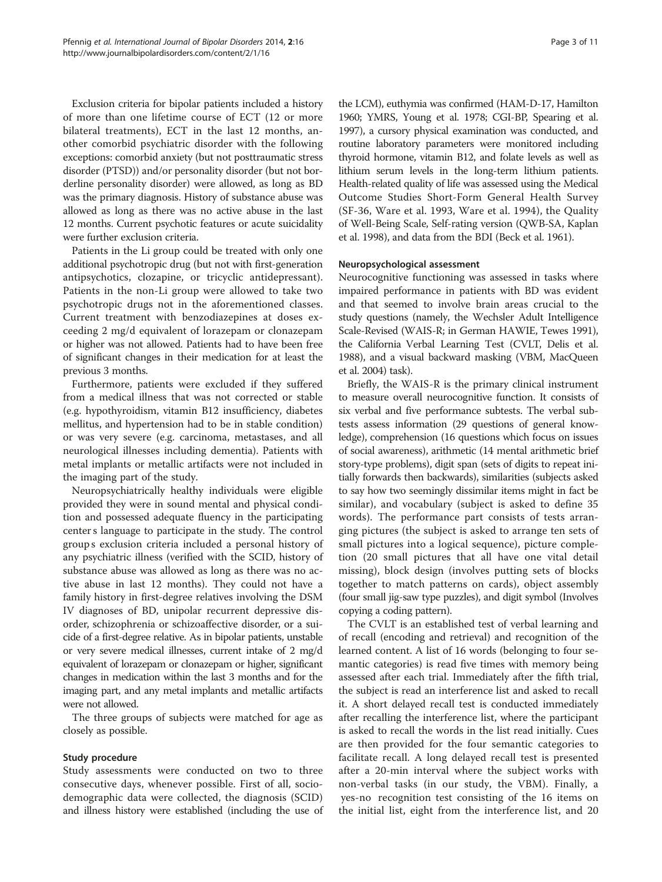Exclusion criteria for bipolar patients included a history of more than one lifetime course of ECT (12 or more bilateral treatments), ECT in the last 12 months, another comorbid psychiatric disorder with the following exceptions: comorbid anxiety (but not posttraumatic stress disorder (PTSD)) and/or personality disorder (but not borderline personality disorder) were allowed, as long as BD was the primary diagnosis. History of substance abuse was allowed as long as there was no active abuse in the last 12 months. Current psychotic features or acute suicidality were further exclusion criteria.

Patients in the Li group could be treated with only one additional psychotropic drug (but not with first-generation antipsychotics, clozapine, or tricyclic antidepressant). Patients in the non-Li group were allowed to take two psychotropic drugs not in the aforementioned classes. Current treatment with benzodiazepines at doses exceeding 2 mg/d equivalent of lorazepam or clonazepam or higher was not allowed. Patients had to have been free of significant changes in their medication for at least the previous 3 months.

Furthermore, patients were excluded if they suffered from a medical illness that was not corrected or stable (e.g. hypothyroidism, vitamin B12 insufficiency, diabetes mellitus, and hypertension had to be in stable condition) or was very severe (e.g. carcinoma, metastases, and all neurological illnesses including dementia). Patients with metal implants or metallic artifacts were not included in the imaging part of the study.

Neuropsychiatrically healthy individuals were eligible provided they were in sound mental and physical condition and possessed adequate fluency in the participating center s language to participate in the study. The control group s exclusion criteria included a personal history of any psychiatric illness (verified with the SCID, history of substance abuse was allowed as long as there was no active abuse in last 12 months). They could not have a family history in first-degree relatives involving the DSM IV diagnoses of BD, unipolar recurrent depressive disorder, schizophrenia or schizoaffective disorder, or a suicide of a first-degree relative. As in bipolar patients, unstable or very severe medical illnesses, current intake of 2 mg/d equivalent of lorazepam or clonazepam or higher, significant changes in medication within the last 3 months and for the imaging part, and any metal implants and metallic artifacts were not allowed.

The three groups of subjects were matched for age as closely as possible.

#### Study procedure

Study assessments were conducted on two to three consecutive days, whenever possible. First of all, sociodemographic data were collected, the diagnosis (SCID) and illness history were established (including the use of the LCM), euthymia was confirmed (HAM-D-17, Hamilton 1960; YMRS, Young et al. 1978; CGI-BP, Spearing et al. 1997), a cursory physical examination was conducted, and routine laboratory parameters were monitored including thyroid hormone, vitamin B12, and folate levels as well as lithium serum levels in the long-term lithium patients. Health-related quality of life was assessed using the Medical Outcome Studies Short-Form General Health Survey (SF-36, Ware et al. 1993, Ware et al. 1994), the Quality of Well-Being Scale, Self-rating version (QWB-SA, Kaplan et al. 1998), and data from the BDI (Beck et al. 1961).

#### Neuropsychological assessment

Neurocognitive functioning was assessed in tasks where impaired performance in patients with BD was evident and that seemed to involve brain areas crucial to the study questions (namely, the Wechsler Adult Intelligence Scale-Revised (WAIS-R; in German HAWIE, Tewes 1991), the California Verbal Learning Test (CVLT, Delis et al. 1988), and a visual backward masking (VBM, MacQueen et al. 2004) task).

Briefly, the WAIS-R is the primary clinical instrument to measure overall neurocognitive function. It consists of six verbal and five performance subtests. The verbal subtests assess information (29 questions of general knowledge), comprehension (16 questions which focus on issues of social awareness), arithmetic (14 mental arithmetic brief story-type problems), digit span (sets of digits to repeat initially forwards then backwards), similarities (subjects asked to say how two seemingly dissimilar items might in fact be similar), and vocabulary (subject is asked to define 35 words). The performance part consists of tests arranging pictures (the subject is asked to arrange ten sets of small pictures into a logical sequence), picture completion (20 small pictures that all have one vital detail missing), block design (involves putting sets of blocks together to match patterns on cards), object assembly (four small jig-saw type puzzles), and digit symbol (Involves copying a coding pattern).

The CVLT is an established test of verbal learning and of recall (encoding and retrieval) and recognition of the learned content. A list of 16 words (belonging to four semantic categories) is read five times with memory being assessed after each trial. Immediately after the fifth trial, the subject is read an interference list and asked to recall it. A short delayed recall test is conducted immediately after recalling the interference list, where the participant is asked to recall the words in the list read initially. Cues are then provided for the four semantic categories to facilitate recall. A long delayed recall test is presented after a 20-min interval where the subject works with non-verbal tasks (in our study, the VBM). Finally, a yes-no recognition test consisting of the 16 items on the initial list, eight from the interference list, and 20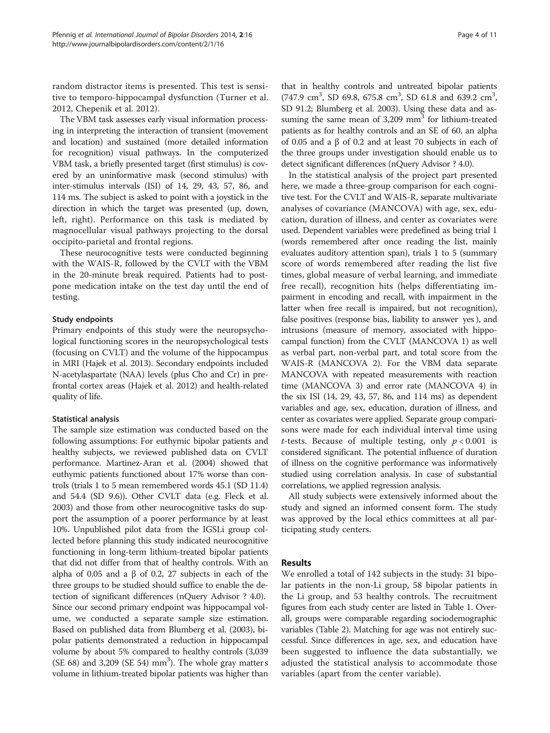random distractor items is presented. This test is sensitive to temporo-hippocampal dysfunction (Turner et al. 2012, Chepenik et al. 2012).

The VBM task assesses early visual information processing in interpreting the interaction of transient (movement and location) and sustained (more detailed information for recognition) visual pathways. In the computerized VBM task, a briefly presented target (first stimulus) is covered by an uninformative mask (second stimulus) with inter-stimulus intervals (ISI) of 14, 29, 43, 57, 86, and 114 ms. The subject is asked to point with a joystick in the direction in which the target was presented (up, down, left, right). Performance on this task is mediated by magnocellular visual pathways projecting to the dorsal occipito-parietal and frontal regions.

These neurocognitive tests were conducted beginning with the WAIS-R, followed by the CVLT with the VBM in the 20-minute break required. Patients had to postpone medication intake on the test day until the end of testing.

#### Study endpoints

Primary endpoints of this study were the neuropsychological functioning scores in the neuropsychological tests (focusing on CVLT) and the volume of the hippocampus in MRI (Hajek et al. 2013). Secondary endpoints included N-acetylaspartate (NAA) levels (plus Cho and Cr) in prefrontal cortex areas (Hajek et al. 2012) and health-related quality of life.

#### Statistical analysis

The sample size estimation was conducted based on the following assumptions: For euthymic bipolar patients and healthy subjects, we reviewed published data on CVLT performance. Martinez-Aran et al. (2004) showed that euthymic patients functioned about 17% worse than controls (trials 1 to 5 mean remembered words 45.1 (SD 11.4) and 54.4 (SD 9.6)). Other CVLT data (e.g. Fleck et al. 2003) and those from other neurocognitive tasks do support the assumption of a poorer performance by at least 10%. Unpublished pilot data from the IGSLi group collected before planning this study indicated neurocognitive functioning in long-term lithium-treated bipolar patients that did not differ from that of healthy controls. With an alpha of 0.05 and a β of 0.2, 27 subjects in each of the three groups to be studied should suffice to enable the detection of significant differences (nQuery Advisor ? 4.0). Since our second primary endpoint was hippocampal volume, we conducted a separate sample size estimation. Based on published data from Blumberg et al. (2003), bipolar patients demonstrated a reduction in hippocampal volume by about 5% compared to healthy controls (3,039 (SE 68) and 3,209 (SE 54) $mm^3$). The whole gray matter s volume in lithium-treated bipolar patients was higher than that in healthy controls and untreated bipolar patients (747.9 $cm^3$, SD 69.8, 675.8 $cm^3$, SD 61.8 and 639.2 $cm^3$, SD 91.2; Blumberg et al. 2003). Using these data and assuming the same mean of 3,209 $mm^3$ for lithium-treated patients as for healthy controls and an SE of 60, an alpha of 0.05 and a β of 0.2 and at least 70 subjects in each of the three groups under investigation should enable us to detect significant differences (nQuery Advisor ? 4.0).

In the statistical analysis of the project part presented here, we made a three-group comparison for each cognitive test. For the CVLT and WAIS-R, separate multivariate analyses of covariance (MANCOVA) with age, sex, education, duration of illness, and center as covariates were used. Dependent variables were predefined as being trial 1 (words remembered after once reading the list, mainly evaluates auditory attention span), trials 1 to 5 (summary score of words remembered after reading the list five times, global measure of verbal learning, and immediate free recall), recognition hits (helps differentiating impairment in encoding and recall, with impairment in the latter when free recall is impaired, but not recognition), false positives (response bias, liability to answer yes ), and intrusions (measure of memory, associated with hippocampal function) from the CVLT (MANCOVA 1) as well as verbal part, non-verbal part, and total score from the WAIS-R (MANCOVA 2). For the VBM data separate MANCOVA with repeated measurements with reaction time (MANCOVA 3) and error rate (MANCOVA 4) in the six ISI (14, 29, 43, 57, 86, and 114 ms) as dependent variables and age, sex, education, duration of illness, and center as covariates were applied. Separate group comparisons were made for each individual interval time using *t*-tests. Because of multiple testing, only $p < 0.001$ is considered significant. The potential influence of duration of illness on the cognitive performance was informatively studied using correlation analysis. In case of substantial correlations, we applied regression analysis.

All study subjects were extensively informed about the study and signed an informed consent form. The study was approved by the local ethics committees at all participating study centers.

## Results

We enrolled a total of 142 subjects in the study: 31 bipolar patients in the non-Li group, 58 bipolar patients in the Li group, and 53 healthy controls. The recruitment figures from each study center are listed in Table 1. Overall, groups were comparable regarding sociodemographic variables (Table 2). Matching for age was not entirely successful. Since differences in age, sex, and education have been suggested to influence the data substantially, we adjusted the statistical analysis to accommodate those variables (apart from the center variable).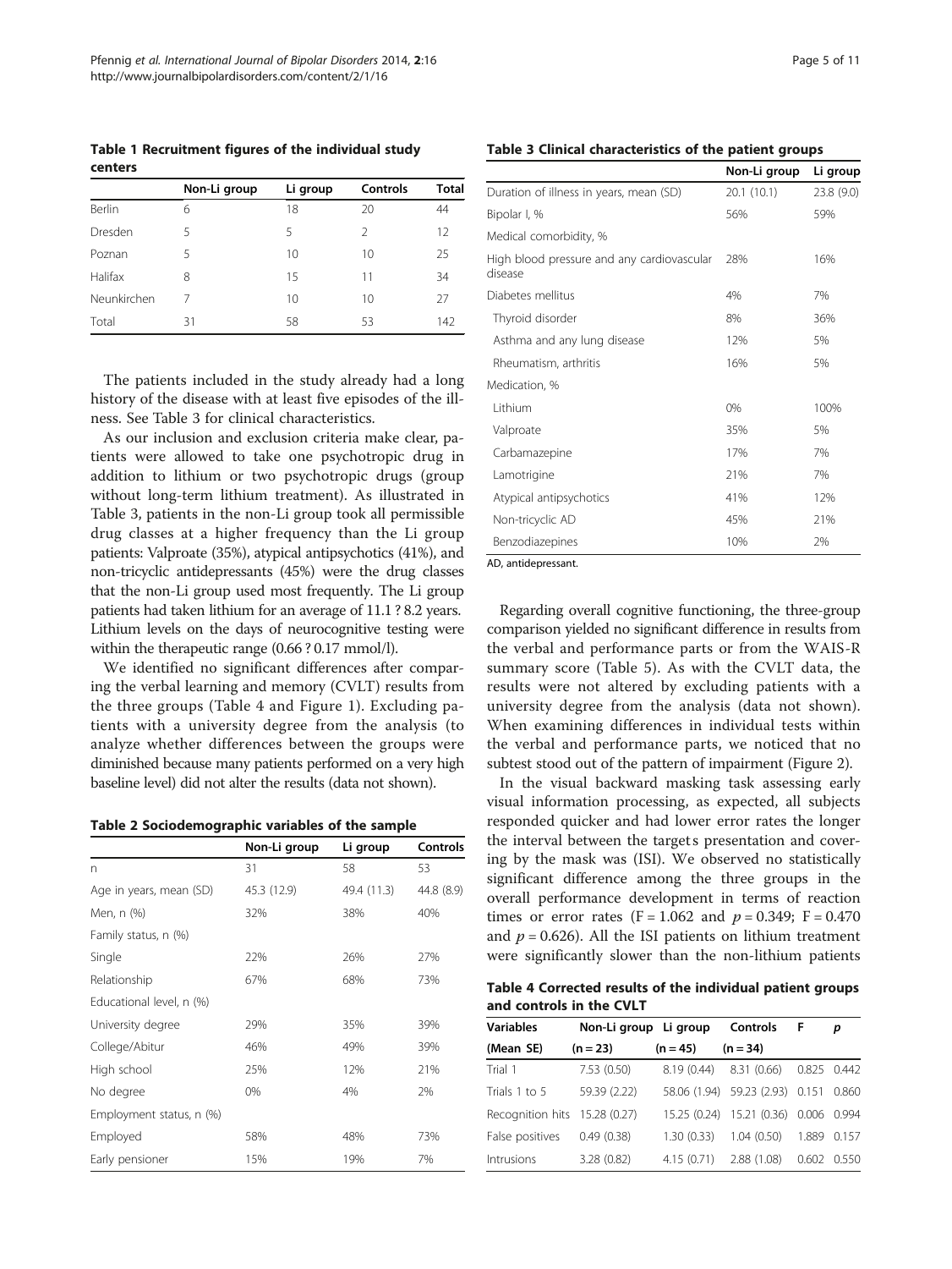**Table 1 Recruitment figures of the individual study centers**

| | Non-Li group | Li group | Controls | Total |
|---|---|---|---|---|
| Berlin | 6 | 18 | 20 | 44 |
| Dresden | 5 | 5 | 2 | 12 |
| Poznan | 5 | 10 | 10 | 25 |
| Halifax | 8 | 15 | 11 | 34 |
| Neunkirchen | 7 | 10 | 10 | 27 |
| Total | 31 | 58 | 53 | 142 |

The patients included in the study already had a long history of the disease with at least five episodes of the illness. See Table 3 for clinical characteristics.

As our inclusion and exclusion criteria make clear, patients were allowed to take one psychotropic drug in addition to lithium or two psychotropic drugs (group without long-term lithium treatment). As illustrated in Table 3, patients in the non-Li group took all permissible drug classes at a higher frequency than the Li group patients: Valproate (35%), atypical antipsychotics (41%), and non-tricyclic antidepressants (45%) were the drug classes that the non-Li group used most frequently. The Li group patients had taken lithium for an average of 11.1 ? 8.2 years. Lithium levels on the days of neurocognitive testing were within the therapeutic range (0.66 ? 0.17 mmol/l).

We identified no significant differences after comparing the verbal learning and memory (CVLT) results from the three groups (Table 4 and Figure 1). Excluding patients with a university degree from the analysis (to analyze whether differences between the groups were diminished because many patients performed on a very high baseline level) did not alter the results (data not shown).

**Table 2 Sociodemographic variables of the sample**

| | Non-Li group | Li group | Controls |
|---|---|---|---|
| n | 31 | 58 | 53 |
| Age in years, mean (SD) | 45.3 (12.9) | 49.4 (11.3) | 44.8 (8.9) |
| Men, n (%) | 32% | 38% | 40% |
| Family status, n (%) | | | |
| Single | 22% | 26% | 27% |
| Relationship | 67% | 68% | 73% |
| Educational level, n (%) | | | |
| University degree | 29% | 35% | 39% |
| College/Abitur | 46% | 49% | 39% |
| High school | 25% | 12% | 21% |
| No degree | 0% | 4% | 2% |
| Employment status, n (%) | | | |
| Employed | 58% | 48% | 73% |
| Early pensioner | 15% | 19% | 7% |

**Table 3 Clinical characteristics of the patient groups**

| | Non-Li group | Li group |
|---|---|---|
| Duration of illness in years, mean (SD) | 20.1 (10.1) | 23.8 (9.0) |
| Bipolar I, % | 56% | 59% |
| Medical comorbidity, % | | |
| High blood pressure and any cardiovascular disease | 28% | 16% |
| Diabetes mellitus | 4% | 7% |
| Thyroid disorder | 8% | 36% |
| Asthma and any lung disease | 12% | 5% |
| Rheumatism, arthritis | 16% | 5% |
| Medication, % | | |
| Lithium | 0% | 100% |
| Valproate | 35% | 5% |
| Carbamazepine | 17% | 7% |
| Lamotrigine | 21% | 7% |
| Atypical antipsychotics | 41% | 12% |
| Non-tricyclic AD | 45% | 21% |
| Benzodiazepines | 10% | 2% |

AD, antidepressant.

Regarding overall cognitive functioning, the three-group comparison yielded no significant difference in results from the verbal and performance parts or from the WAIS-R summary score (Table 5). As with the CVLT data, the results were not altered by excluding patients with a university degree from the analysis (data not shown). When examining differences in individual tests within the verbal and performance parts, we noticed that no subtest stood out of the pattern of impairment (Figure 2).

In the visual backward masking task assessing early visual information processing, as expected, all subjects responded quicker and had lower error rates the longer the interval between the targets presentation and covering by the mask was (ISI). We observed no statistically significant difference among the three groups in the overall performance development in terms of reaction times or error rates ($F = 1.062$ and $p = 0.349$; $F = 0.470$ and $p = 0.626$). All the ISI patients on lithium treatment were significantly slower than the non-lithium patients

**Table 4 Corrected results of the individual patient groups and controls in the CVLT**

| Variables (Mean SE) | Non-Li group (n = 23) | Li group (n = 45) | Controls (n = 34) | F | *p* |
|---|---|---|---|---|---|
| Trial 1 | 7.53 (0.50) | 8.19 (0.44) | 8.31 (0.66) | 0.825 | 0.442 |
| Trials 1 to 5 | 59.39 (2.22) | 58.06 (1.94) | 59.23 (2.93) | 0.151 | 0.860 |
| Recognition hits | 15.28 (0.27) | 15.25 (0.24) | 15.21 (0.36) | 0.006 | 0.994 |
| False positives | 0.49 (0.38) | 1.30 (0.33) | 1.04 (0.50) | 1.889 | 0.157 |
| Intrusions | 3.28 (0.82) | 4.15 (0.71) | 2.88 (1.08) | 0.602 | 0.550 |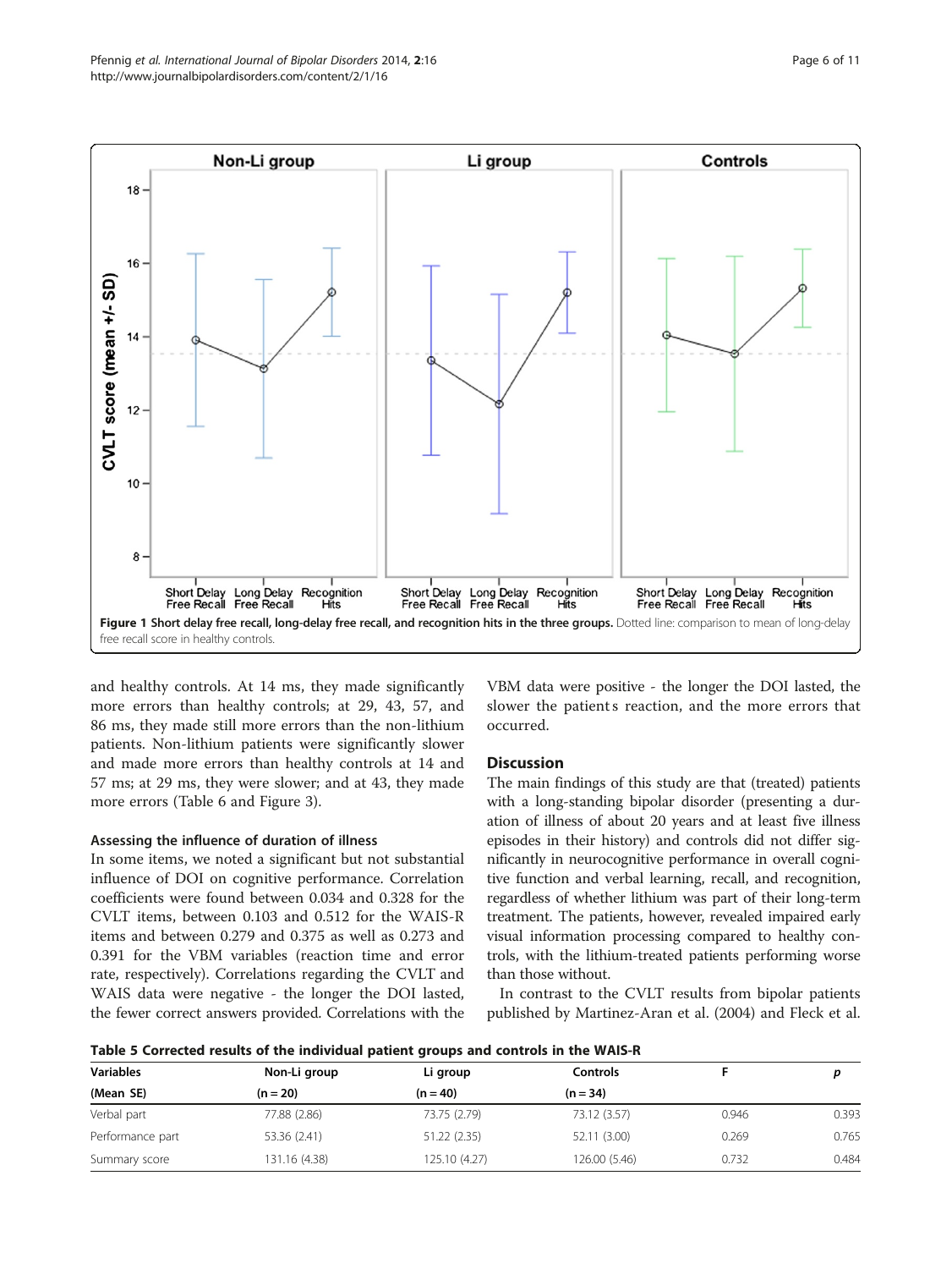Figure 1 Short delay free recall, long-delay free recall, and recognition hits in the three groups. Dotted line: comparison to mean of long-delay free recall score in healthy controls.

and healthy controls. At 14 ms, they made significantly more errors than healthy controls; at 29, 43, 57, and 86 ms, they made still more errors than the non-lithium patients. Non-lithium patients were significantly slower and made more errors than healthy controls at 14 and 57 ms; at 29 ms, they were slower; and at 43, they made more errors (Table 6 and Figure 3).

### Assessing the influence of duration of illness

In some items, we noted a significant but not substantial influence of DOI on cognitive performance. Correlation coefficients were found between 0.034 and 0.328 for the CVLT items, between 0.103 and 0.512 for the WAIS-R items and between 0.279 and 0.375 as well as 0.273 and 0.391 for the VBM variables (reaction time and error rate, respectively). Correlations regarding the CVLT and WAIS data were negative - the longer the DOI lasted, the fewer correct answers provided. Correlations with the VBM data were positive - the longer the DOI lasted, the slower the patients reaction, and the more errors that occurred.

## Discussion

The main findings of this study are that (treated) patients with a long-standing bipolar disorder (presenting a duration of illness of about 20 years and at least five illness episodes in their history) and controls did not differ significantly in neurocognitive performance in overall cognitive function and verbal learning, recall, and recognition, regardless of whether lithium was part of their long-term treatment. The patients, however, revealed impaired early visual information processing compared to healthy controls, with the lithium-treated patients performing worse than those without.

In contrast to the CVLT results from bipolar patients published by Martinez-Aran et al. (2004) and Fleck et al.

**Table 5 Corrected results of the individual patient groups and controls in the WAIS-R**

| Variables | Non-Li group | Li group | Controls | F | p |
|---|---|---|---|---|---|
| (Mean SE) | (n = 20) | (n = 40) | (n = 34) | | |
| Verbal part | 77.88 (2.86) | 73.75 (2.79) | 73.12 (3.57) | 0.946 | 0.393 |
| Performance part | 53.36 (2.41) | 51.22 (2.35) | 52.11 (3.00) | 0.269 | 0.765 |
| Summary score | 131.16 (4.38) | 125.10 (4.27) | 126.00 (5.46) | 0.732 | 0.484 |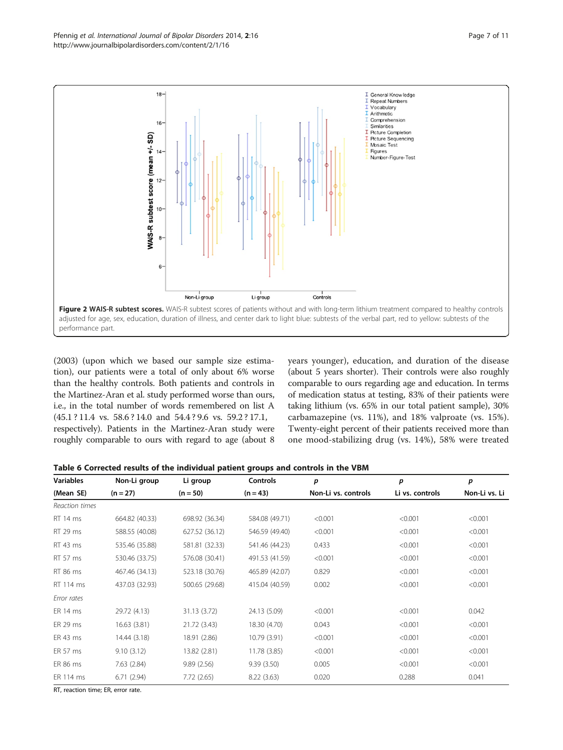**Figure 2 WAIS-R subtest scores.** WAIS-R subtest scores of patients without and with long-term lithium treatment compared to healthy controls adjusted for age, sex, education, duration of illness, and center dark to light blue: subtests of the verbal part, red to yellow: subtests of the performance part.

(2003) (upon which we based our sample size estimation), our patients were a total of only about 6% worse than the healthy controls. Both patients and controls in the Martinez-Aran et al. study performed worse than ours, i.e., in the total number of words remembered on list A (45.1 ? 11.4 vs. 58.6 ? 14.0 and 54.4 ? 9.6 vs. 59.2 ? 17.1, respectively). Patients in the Martinez-Aran study were roughly comparable to ours with regard to age (about 8 years younger), education, and duration of the disease (about 5 years shorter). Their controls were also roughly comparable to ours regarding age and education. In terms of medication status at testing, 83% of their patients were taking lithium (vs. 65% in our total patient sample), 30% carbamazepine (vs. 11%), and 18% valproate (vs. 15%). Twenty-eight percent of their patients received more than one mood-stabilizing drug (vs. 14%), 58% were treated

**Table 6 Corrected results of the individual patient groups and controls in the VBM**

| Variables (Mean SE) | Non-Li group (n = 27) | Li group (n = 50) | Controls (n = 43) | *p* Non-Li vs. controls | *p* Li vs. controls | *p* Non-Li vs. Li |
|---|---|---|---|---|---|---|
| *Reaction times* | | | | | | |
| RT 14 ms | 664.82 (40.33) | 698.92 (36.34) | 584.08 (49.71) | <0.001 | <0.001 | <0.001 |
| RT 29 ms | 588.55 (40.08) | 627.52 (36.12) | 546.59 (49.40) | <0.001 | <0.001 | <0.001 |
| RT 43 ms | 535.46 (35.88) | 581.81 (32.33) | 541.46 (44.23) | 0.433 | <0.001 | <0.001 |
| RT 57 ms | 530.46 (33.75) | 576.08 (30.41) | 491.53 (41.59) | <0.001 | <0.001 | <0.001 |
| RT 86 ms | 467.46 (34.13) | 523.18 (30.76) | 465.89 (42.07) | 0.829 | <0.001 | <0.001 |
| RT 114 ms | 437.03 (32.93) | 500.65 (29.68) | 415.04 (40.59) | 0.002 | <0.001 | <0.001 |
| *Error rates* | | | | | | |
| ER 14 ms | 29.72 (4.13) | 31.13 (3.72) | 24.13 (5.09) | <0.001 | <0.001 | 0.042 |
| ER 29 ms | 16.63 (3.81) | 21.72 (3.43) | 18.30 (4.70) | 0.043 | <0.001 | <0.001 |
| ER 43 ms | 14.44 (3.18) | 18.91 (2.86) | 10.79 (3.91) | <0.001 | <0.001 | <0.001 |
| ER 57 ms | 9.10 (3.12) | 13.82 (2.81) | 11.78 (3.85) | <0.001 | <0.001 | <0.001 |
| ER 86 ms | 7.63 (2.84) | 9.89 (2.56) | 9.39 (3.50) | 0.005 | <0.001 | <0.001 |
| ER 114 ms | 6.71 (2.94) | 7.72 (2.65) | 8.22 (3.63) | 0.020 | 0.288 | 0.041 |

RT, reaction time; ER, error rate.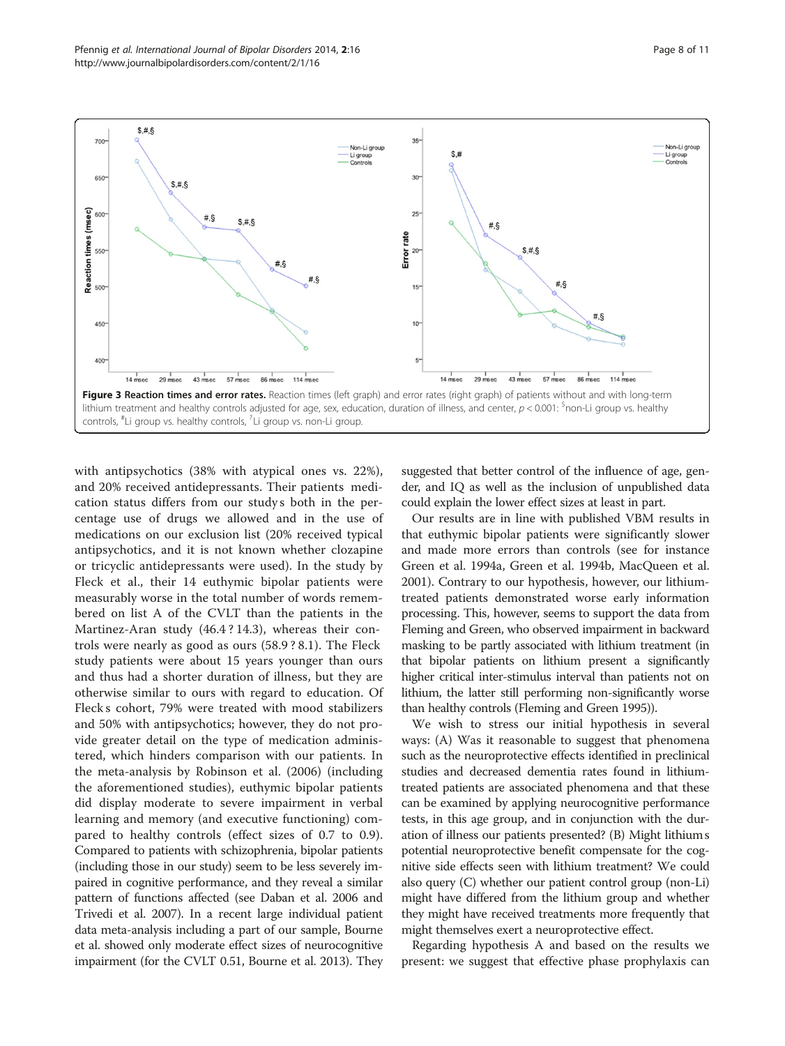**Figure 3 Reaction times and error rates.** Reaction times (left graph) and error rates (right graph) of patients without and with long-term lithium treatment and healthy controls adjusted for age, sex, education, duration of illness, and center, $p < 0.001$: $ non-Li group vs. healthy controls, # Li group vs. healthy controls, § Li group vs. non-Li group.

with antipsychotics (38% with atypical ones vs. 22%), and 20% received antidepressants. Their patients medication status differs from our study's both in the percentage use of drugs we allowed and in the use of medications on our exclusion list (20% received typical antipsychotics, and it is not known whether clozapine or tricyclic antidepressants were used). In the study by Fleck et al., their 14 euthymic bipolar patients were measurably worse in the total number of words remembered on list A of the CVLT than the patients in the Martinez-Aran study (46.4 ? 14.3), whereas their controls were nearly as good as ours (58.9 ? 8.1). The Fleck study patients were about 15 years younger than ours and thus had a shorter duration of illness, but they are otherwise similar to ours with regard to education. Of Fleck's cohort, 79% were treated with mood stabilizers and 50% with antipsychotics; however, they do not provide greater detail on the type of medication administered, which hinders comparison with our patients. In the meta-analysis by Robinson et al. (2006) (including the aforementioned studies), euthymic bipolar patients did display moderate to severe impairment in verbal learning and memory (and executive functioning) compared to healthy controls (effect sizes of 0.7 to 0.9). Compared to patients with schizophrenia, bipolar patients (including those in our study) seem to be less severely impaired in cognitive performance, and they reveal a similar pattern of functions affected (see Daban et al. 2006 and Trivedi et al. 2007). In a recent large individual patient data meta-analysis including a part of our sample, Bourne et al. showed only moderate effect sizes of neurocognitive impairment (for the CVLT 0.51, Bourne et al. 2013). They suggested that better control of the influence of age, gender, and IQ as well as the inclusion of unpublished data could explain the lower effect sizes at least in part.

Our results are in line with published VBM results in that euthymic bipolar patients were significantly slower and made more errors than controls (see for instance Green et al. 1994a, Green et al. 1994b, MacQueen et al. 2001). Contrary to our hypothesis, however, our lithium-treated patients demonstrated worse early information processing. This, however, seems to support the data from Fleming and Green, who observed impairment in backward masking to be partly associated with lithium treatment (in that bipolar patients on lithium present a significantly higher critical inter-stimulus interval than patients not on lithium, the latter still performing non-significantly worse than healthy controls (Fleming and Green 1995)).

We wish to stress our initial hypothesis in several ways: (A) Was it reasonable to suggest that phenomena such as the neuroprotective effects identified in preclinical studies and decreased dementia rates found in lithium-treated patients are associated phenomena and that these can be examined by applying neurocognitive performance tests, in this age group, and in conjunction with the duration of illness our patients presented? (B) Might lithium's potential neuroprotective benefit compensate for the cognitive side effects seen with lithium treatment? We could also query (C) whether our patient control group (non-Li) might have differed from the lithium group and whether they might have received treatments more frequently that might themselves exert a neuroprotective effect.

Regarding hypothesis A and based on the results we present: we suggest that effective phase prophylaxis can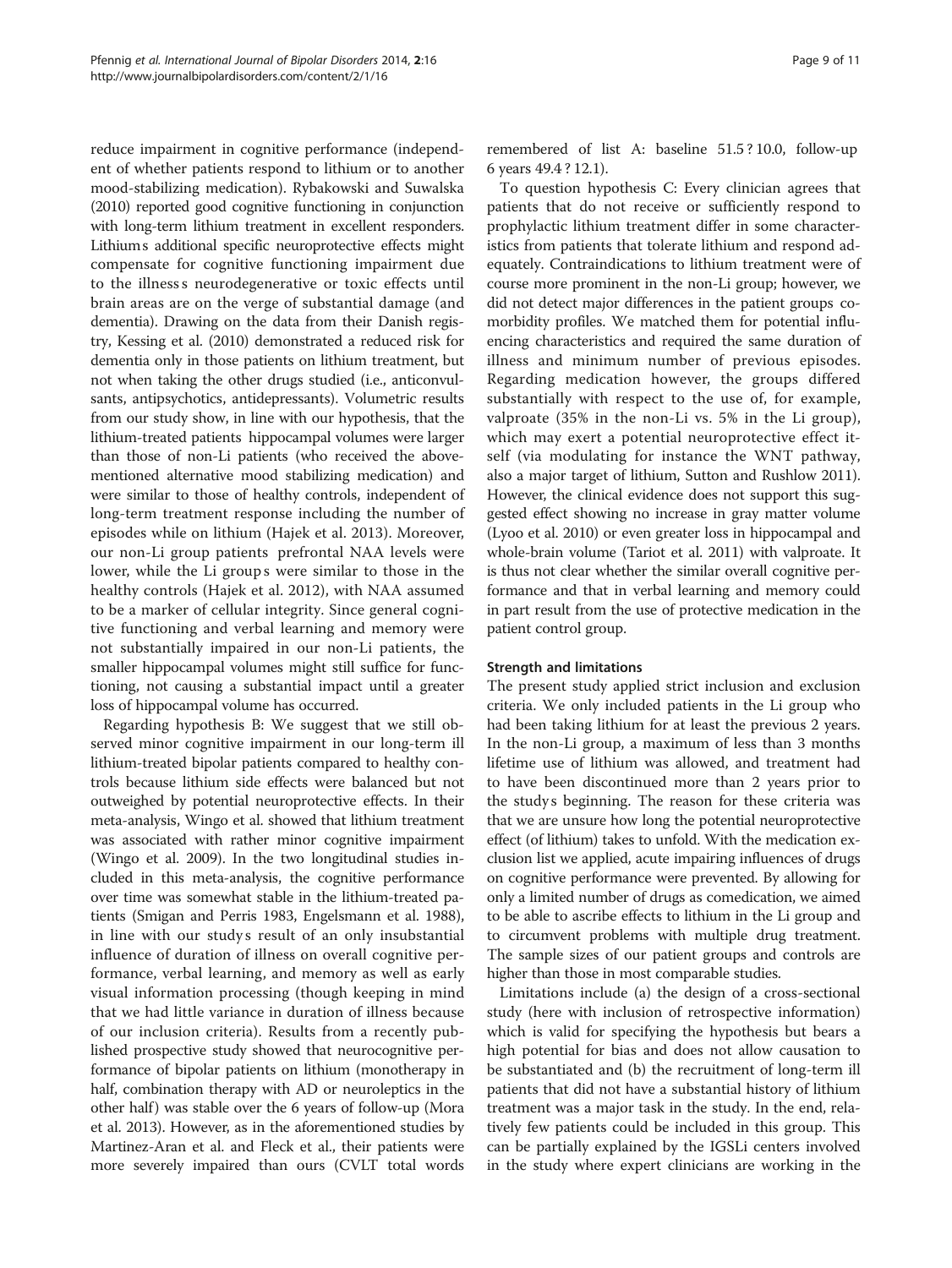reduce impairment in cognitive performance (independent of whether patients respond to lithium or to another mood-stabilizing medication). Rybakowski and Suwalska (2010) reported good cognitive functioning in conjunction with long-term lithium treatment in excellent responders. Lithiums additional specific neuroprotective effects might compensate for cognitive functioning impairment due to the illness s neurodegenerative or toxic effects until brain areas are on the verge of substantial damage (and dementia). Drawing on the data from their Danish registry, Kessing et al. (2010) demonstrated a reduced risk for dementia only in those patients on lithium treatment, but not when taking the other drugs studied (i.e., anticonvulsants, antipsychotics, antidepressants). Volumetric results from our study show, in line with our hypothesis, that the lithium-treated patients hippocampal volumes were larger than those of non-Li patients (who received the above-mentioned alternative mood stabilizing medication) and were similar to those of healthy controls, independent of long-term treatment response including the number of episodes while on lithium (Hajek et al. 2013). Moreover, our non-Li group patients prefrontal NAA levels were lower, while the Li group s were similar to those in the healthy controls (Hajek et al. 2012), with NAA assumed to be a marker of cellular integrity. Since general cognitive functioning and verbal learning and memory were not substantially impaired in our non-Li patients, the smaller hippocampal volumes might still suffice for functioning, not causing a substantial impact until a greater loss of hippocampal volume has occurred.

Regarding hypothesis B: We suggest that we still observed minor cognitive impairment in our long-term ill lithium-treated bipolar patients compared to healthy controls because lithium side effects were balanced but not outweighed by potential neuroprotective effects. In their meta-analysis, Wingo et al. showed that lithium treatment was associated with rather minor cognitive impairment (Wingo et al. 2009). In the two longitudinal studies included in this meta-analysis, the cognitive performance over time was somewhat stable in the lithium-treated patients (Smigan and Perris 1983, Engelsmann et al. 1988), in line with our study s result of an only insubstantial influence of duration of illness on overall cognitive performance, verbal learning, and memory as well as early visual information processing (though keeping in mind that we had little variance in duration of illness because of our inclusion criteria). Results from a recently published prospective study showed that neurocognitive performance of bipolar patients on lithium (monotherapy in half, combination therapy with AD or neuroleptics in the other half) was stable over the 6 years of follow-up (Mora et al. 2013). However, as in the aforementioned studies by Martinez-Aran et al. and Fleck et al., their patients were more severely impaired than ours (CVLT total words remembered of list A: baseline 51.5 ? 10.0, follow-up 6 years 49.4 ? 12.1).

To question hypothesis C: Every clinician agrees that patients that do not receive or sufficiently respond to prophylactic lithium treatment differ in some characteristics from patients that tolerate lithium and respond adequately. Contraindications to lithium treatment were of course more prominent in the non-Li group; however, we did not detect major differences in the patient groups comorbidity profiles. We matched them for potential influencing characteristics and required the same duration of illness and minimum number of previous episodes. Regarding medication however, the groups differed substantially with respect to the use of, for example, valproate (35% in the non-Li vs. 5% in the Li group), which may exert a potential neuroprotective effect itself (via modulating for instance the WNT pathway, also a major target of lithium, Sutton and Rushlow 2011). However, the clinical evidence does not support this suggested effect showing no increase in gray matter volume (Lyoo et al. 2010) or even greater loss in hippocampal and whole-brain volume (Tariot et al. 2011) with valproate. It is thus not clear whether the similar overall cognitive performance and that in verbal learning and memory could in part result from the use of protective medication in the patient control group.

### Strength and limitations

The present study applied strict inclusion and exclusion criteria. We only included patients in the Li group who had been taking lithium for at least the previous 2 years. In the non-Li group, a maximum of less than 3 months lifetime use of lithium was allowed, and treatment had to have been discontinued more than 2 years prior to the study s beginning. The reason for these criteria was that we are unsure how long the potential neuroprotective effect (of lithium) takes to unfold. With the medication exclusion list we applied, acute impairing influences of drugs on cognitive performance were prevented. By allowing for only a limited number of drugs as comedication, we aimed to be able to ascribe effects to lithium in the Li group and to circumvent problems with multiple drug treatment. The sample sizes of our patient groups and controls are higher than those in most comparable studies.

Limitations include (a) the design of a cross-sectional study (here with inclusion of retrospective information) which is valid for specifying the hypothesis but bears a high potential for bias and does not allow causation to be substantiated and (b) the recruitment of long-term ill patients that did not have a substantial history of lithium treatment was a major task in the study. In the end, relatively few patients could be included in this group. This can be partially explained by the IGSLi centers involved in the study where expert clinicians are working in the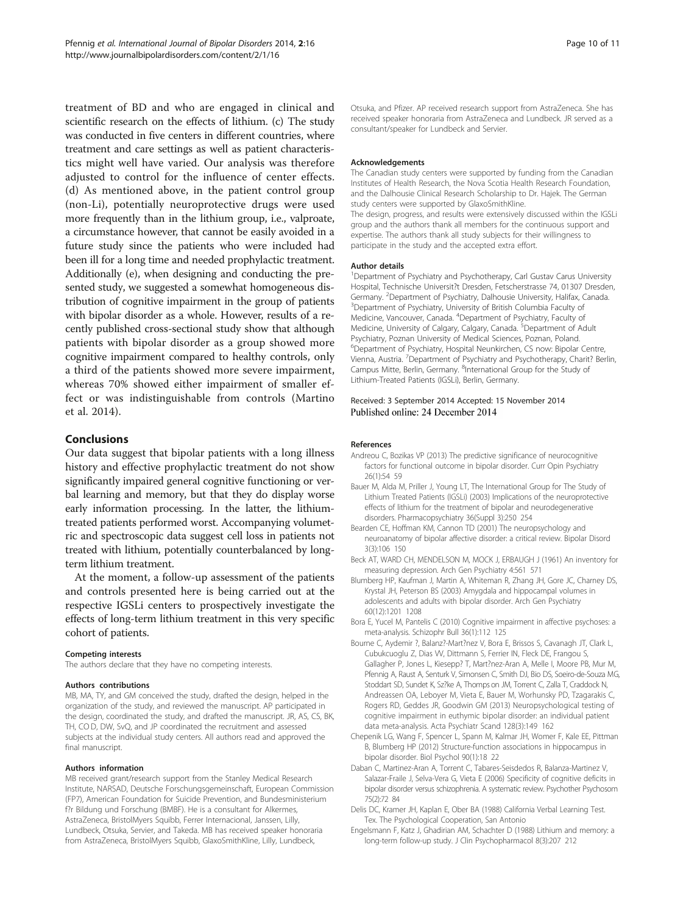treatment of BD and who are engaged in clinical and scientific research on the effects of lithium. (c) The study was conducted in five centers in different countries, where treatment and care settings as well as patient characteristics might well have varied. Our analysis was therefore adjusted to control for the influence of center effects. (d) As mentioned above, in the patient control group (non-Li), potentially neuroprotective drugs were used more frequently than in the lithium group, i.e., valproate, a circumstance however, that cannot be easily avoided in a future study since the patients who were included had been ill for a long time and needed prophylactic treatment. Additionally (e), when designing and conducting the presented study, we suggested a somewhat homogeneous distribution of cognitive impairment in the group of patients with bipolar disorder as a whole. However, results of a recently published cross-sectional study show that although patients with bipolar disorder as a group showed more cognitive impairment compared to healthy controls, only a third of the patients showed more severe impairment, whereas 70% showed either impairment of smaller effect or was indistinguishable from controls (Martino et al. 2014).

## Conclusions

Our data suggest that bipolar patients with a long illness history and effective prophylactic treatment do not show significantly impaired general cognitive functioning or verbal learning and memory, but that they do display worse early information processing. In the latter, the lithium-treated patients performed worst. Accompanying volumetric and spectroscopic data suggest cell loss in patients not treated with lithium, potentially counterbalanced by long-term lithium treatment.

At the moment, a follow-up assessment of the patients and controls presented here is being carried out at the respective IGSLi centers to prospectively investigate the effects of long-term lithium treatment in this very specific cohort of patients.

#### Competing interests

The authors declare that they have no competing interests.

#### Authors contributions

MB, MA, TY, and GM conceived the study, drafted the design, helped in the organization of the study, and reviewed the manuscript. AP participated in the design, coordinated the study, and drafted the manuscript. JR, AS, CS, BK, TH, CO D, DW, SvQ, and JP coordinated the recruitment and assessed subjects at the individual study centers. All authors read and approved the final manuscript.

#### Authors information

MB received grant/research support from the Stanley Medical Research Institute, NARSAD, Deutsche Forschungsgemeinschaft, European Commission (FP7), American Foundation for Suicide Prevention, and Bundesministerium f?r Bildung und Forschung (BMBF). He is a consultant for Alkermes, AstraZeneca, BristolMyers Squibb, Ferrer Internacional, Janssen, Lilly, Lundbeck, Otsuka, Servier, and Takeda. MB has received speaker honoraria from AstraZeneca, BristolMyers Squibb, GlaxoSmithKline, Lilly, Lundbeck, Otsuka, and Pfizer. AP received research support from AstraZeneca. She has received speaker honoraria from AstraZeneca and Lundbeck. JR served as a consultant/speaker for Lundbeck and Servier.

#### Acknowledgements

The Canadian study centers were supported by funding from the Canadian Institutes of Health Research, the Nova Scotia Health Research Foundation, and the Dalhousie Clinical Research Scholarship to Dr. Hajek. The German study centers were supported by GlaxoSmithKline.

The design, progress, and results were extensively discussed within the IGSLi group and the authors thank all members for the continuous support and expertise. The authors thank all study subjects for their willingness to participate in the study and the accepted extra effort.

#### Author details

[1]Department of Psychiatry and Psychotherapy, Carl Gustav Carus University Hospital, Technische Universit?t Dresden, Fetscherstrasse 74, 01307 Dresden, Germany. [2]Department of Psychiatry, Dalhousie University, Halifax, Canada. [3]Department of Psychiatry, University of British Columbia Faculty of Medicine, Vancouver, Canada. [4]Department of Psychiatry, Faculty of Medicine, University of Calgary, Calgary, Canada. [5]Department of Adult Psychiatry, Poznan University of Medical Sciences, Poznan, Poland. [6]Department of Psychiatry, Hospital Neunkirchen, CS now: Bipolar Centre, Vienna, Austria. [7]Department of Psychiatry and Psychotherapy, Charit? Berlin, Campus Mitte, Berlin, Germany. [8]International Group for the Study of Lithium-Treated Patients (IGSLi), Berlin, Germany.

Received: 3 September 2014 Accepted: 15 November 2014
Published online: 24 December 2014

#### References

Andreou C, Bozikas VP (2013) The predictive significance of neurocognitive factors for functional outcome in bipolar disorder. Curr Opin Psychiatry 26(1):54 59

Bauer M, Alda M, Priller J, Young LT, The International Group for The Study of Lithium Treated Patients (IGSLi) (2003) Implications of the neuroprotective effects of lithium for the treatment of bipolar and neurodegenerative disorders. Pharmacopsychiatry 36(Suppl 3):250 254

Bearden CE, Hoffman KM, Cannon TD (2001) The neuropsychology and neuroanatomy of bipolar affective disorder: a critical review. Bipolar Disord 3(3):106 150

Beck AT, WARD CH, MENDELSON M, MOCK J, ERBAUGH J (1961) An inventory for measuring depression. Arch Gen Psychiatry 4:561 571

Blumberg HP, Kaufman J, Martin A, Whiteman R, Zhang JH, Gore JC, Charney DS, Krystal JH, Peterson BS (2003) Amygdala and hippocampal volumes in adolescents and adults with bipolar disorder. Arch Gen Psychiatry 60(12):1201 1208

Bora E, Yucel M, Pantelis C (2010) Cognitive impairment in affective psychoses: a meta-analysis. Schizophr Bull 36(1):112 125

Bourne C, Aydemir ?, Balanz?-Mart?nez V, Bora E, Brissos S, Cavanagh JT, Clark L, Cubukcuoglu Z, Dias VV, Dittmann S, Ferrier IN, Fleck DE, Frangou S, Gallagher P, Jones L, Kiesepp? T, Mart?nez-Aran A, Melle I, Moore PB, Mur M, Pfennig A, Raust A, Senturk V, Simonsen C, Smith DJ, Bio DS, Soeiro-de-Souza MG, Stoddart SD, Sundet K, Sz?ke A, Thomps on JM, Torrent C, Zalla T, Craddock N, Andreassen OA, Leboyer M, Vieta E, Bauer M, Worhunsky PD, Tzagarakis C, Rogers RD, Geddes JR, Goodwin GM (2013) Neuropsychological testing of cognitive impairment in euthymic bipolar disorder: an individual patient data meta-analysis. Acta Psychiatr Scand 128(3):149 162

Chepenik LG, Wang F, Spencer L, Spann M, Kalmar JH, Womer F, Kale EE, Pittman B, Blumberg HP (2012) Structure-function associations in hippocampus in bipolar disorder. Biol Psychol 90(1):18 22

Daban C, Martinez-Aran A, Torrent C, Tabares-Seisdedos R, Balanza-Martinez V, Salazar-Fraile J, Selva-Vera G, Vieta E (2006) Specificity of cognitive deficits in bipolar disorder versus schizophrenia. A systematic review. Psychother Psychosom 75(2):72 84

Delis DC, Kramer JH, Kaplan E, Ober BA (1988) California Verbal Learning Test. Tex. The Psychological Cooperation, San Antonio

Engelsmann F, Katz J, Ghadirian AM, Schachter D (1988) Lithium and memory: a long-term follow-up study. J Clin Psychopharmacol 8(3):207 212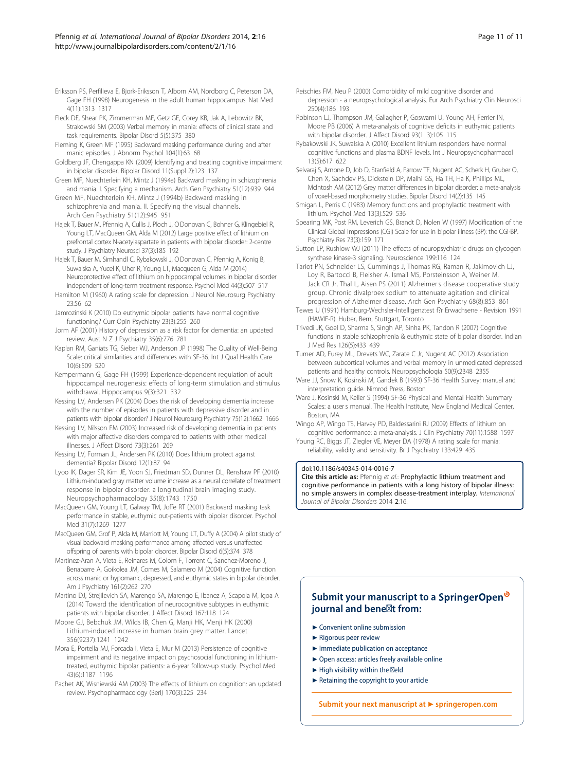Eriksson PS, Perfilieva E, Bjork-Eriksson T, Alborn AM, Nordborg C, Peterson DA, Gage FH (1998) Neurogenesis in the adult human hippocampus. Nat Med 4(11):1313 1317

Fleck DE, Shear PK, Zimmerman ME, Getz GE, Corey KB, Jak A, Lebowitz BK, Strakowski SM (2003) Verbal memory in mania: effects of clinical state and task requirements. Bipolar Disord 5(5):375 380

Fleming K, Green MF (1995) Backward masking performance during and after manic episodes. J Abnorm Psychol 104(1):63 68

Goldberg JF, Chengappa KN (2009) Identifying and treating cognitive impairment in bipolar disorder. Bipolar Disord 11(Suppl 2):123 137

Green MF, Nuechterlein KH, Mintz J (1994a) Backward masking in schizophrenia and mania. I. Specifying a mechanism. Arch Gen Psychiatry 51(12):939 944

Green MF, Nuechterlein KH, Mintz J (1994b) Backward masking in schizophrenia and mania. II. Specifying the visual channels. Arch Gen Psychiatry 51(12):945 951

Hajek T, Bauer M, Pfennig A, Cullis J, Ploch J, O Donovan C, Bohner G, Klingebiel R, Young LT, MacQueen GM, Alda M (2012) Large positive effect of lithium on prefrontal cortex N-acetylaspartate in patients with bipolar disorder: 2-centre study. J Psychiatry Neurosci 37(3):185 192

Hajek T, Bauer M, Simhandl C, Rybakowski J, O Donovan C, Pfennig A, Konig B, Suwalska A, Yucel K, Uher R, Young LT, Macqueen G, Alda M (2014) Neuroprotective effect of lithium on hippocampal volumes in bipolar disorder independent of long-term treatment response. Psychol Med 44(3):507 517

Hamilton M (1960) A rating scale for depression. J Neurol Neurosurg Psychiatry 23:56 62

Jamrozinski K (2010) Do euthymic bipolar patients have normal cognitive functioning? Curr Opin Psychiatry 23(3):255 260

Jorm AF (2001) History of depression as a risk factor for dementia: an updated review. Aust N Z J Psychiatry 35(6):776 781

Kaplan RM, Ganiats TG, Sieber WJ, Anderson JP (1998) The Quality of Well-Being Scale: critical similarities and differences with SF-36. Int J Qual Health Care 10(6):509 520

Kempermann G, Gage FH (1999) Experience-dependent regulation of adult hippocampal neurogenesis: effects of long-term stimulation and stimulus withdrawal. Hippocampus 9(3):321 332

Kessing LV, Andersen PK (2004) Does the risk of developing dementia increase with the number of episodes in patients with depressive disorder and in patients with bipolar disorder? J Neurol Neurosurg Psychiatry 75(12):1662 1666

Kessing LV, Nilsson FM (2003) Increased risk of developing dementia in patients with major affective disorders compared to patients with other medical illnesses. J Affect Disord 73(3):261 269

Kessing LV, Forman JL, Andersen PK (2010) Does lithium protect against dementia? Bipolar Disord 12(1):87 94

Lyoo IK, Dager SR, Kim JE, Yoon SJ, Friedman SD, Dunner DL, Renshaw PF (2010) Lithium-induced gray matter volume increase as a neural correlate of treatment response in bipolar disorder: a longitudinal brain imaging study. Neuropsychopharmacology 35(8):1743 1750

MacQueen GM, Young LT, Galway TM, Joffe RT (2001) Backward masking task performance in stable, euthymic out-patients with bipolar disorder. Psychol Med 31(7):1269 1277

MacQueen GM, Grof P, Alda M, Marriott M, Young LT, Duffy A (2004) A pilot study of visual backward masking performance among affected versus unaffected offspring of parents with bipolar disorder. Bipolar Disord 6(5):374 378

Martinez-Aran A, Vieta E, Reinares M, Colom F, Torrent C, Sanchez-Moreno J, Benabarre A, Goikolea JM, Comes M, Salamero M (2004) Cognitive function across manic or hypomanic, depressed, and euthymic states in bipolar disorder. Am J Psychiatry 161(2):262 270

Martino DJ, Strejilevich SA, Marengo SA, Marengo E, Ibanez A, Scapola M, Igoa A (2014) Toward the identification of neurocognitive subtypes in euthymic patients with bipolar disorder. J Affect Disord 167:118 124

Moore GJ, Bebchuk JM, Wilds IB, Chen G, Manji HK, Menji HK (2000) Lithium-induced increase in human brain grey matter. Lancet 356(9237):1241 1242

Mora E, Portella MJ, Forcada I, Vieta E, Mur M (2013) Persistence of cognitive impairment and its negative impact on psychosocial functioning in lithium-treated, euthymic bipolar patients: a 6-year follow-up study. Psychol Med 43(6):1187 1196

Pachet AK, Wisniewski AM (2003) The effects of lithium on cognition: an updated review. Psychopharmacology (Berl) 170(3):225 234

Reischies FM, Neu P (2000) Comorbidity of mild cognitive disorder and depression - a neuropsychological analysis. Eur Arch Psychiatry Clin Neurosci 250(4):186 193

Robinson LJ, Thompson JM, Gallagher P, Goswami U, Young AH, Ferrier IN, Moore PB (2006) A meta-analysis of cognitive deficits in euthymic patients with bipolar disorder. J Affect Disord 93(1 3):105 115

Rybakowski JK, Suwalska A (2010) Excellent lithium responders have normal cognitive functions and plasma BDNF levels. Int J Neuropsychopharmacol 13(5):617 622

Selvaraj S, Arnone D, Job D, Stanfield A, Farrow TF, Nugent AC, Scherk H, Gruber O, Chen X, Sachdev PS, Dickstein DP, Malhi GS, Ha TH, Ha K, Phillips ML, McIntosh AM (2012) Grey matter differences in bipolar disorder: a meta-analysis of voxel-based morphometry studies. Bipolar Disord 14(2):135 145

Smigan L, Perris C (1983) Memory functions and prophylactic treatment with lithium. Psychol Med 13(3):529 536

Spearing MK, Post RM, Leverich GS, Brandt D, Nolen W (1997) Modification of the Clinical Global Impressions (CGI) Scale for use in bipolar illness (BP): the CGI-BP. Psychiatry Res 73(3):159 171

Sutton LP, Rushlow WJ (2011) The effects of neuropsychiatric drugs on glycogen synthase kinase-3 signaling. Neuroscience 199:116 124

Tariot PN, Schneider LS, Cummings J, Thomas RG, Raman R, Jakimovich LJ, Loy R, Bartocci B, Fleisher A, Ismail MS, Porsteinsson A, Weiner M, Jack CR Jr, Thal L, Aisen PS (2011) Alzheimer s disease cooperative study group. Chronic divalproex sodium to attenuate agitation and clinical progression of Alzheimer disease. Arch Gen Psychiatry 68(8):853 861

Tewes U (1991) Hamburg-Wechsler-Intelligenztest f?r Erwachsene - Revision 1991 (HAWIE-R). Huber, Bern, Stuttgart, Toronto

Trivedi JK, Goel D, Sharma S, Singh AP, Sinha PK, Tandon R (2007) Cognitive functions in stable schizophrenia & euthymic state of bipolar disorder. Indian J Med Res 126(5):433 439

Turner AD, Furey ML, Drevets WC, Zarate C Jr, Nugent AC (2012) Association between subcortical volumes and verbal memory in unmedicated depressed patients and healthy controls. Neuropsychologia 50(9):2348 2355

Ware JJ, Snow K, Kosinski M, Gandek B (1993) SF-36 Health Survey: manual and interpretation guide. Nimrod Press, Boston

Ware J, Kosinski M, Keller S (1994) SF-36 Physical and Mental Health Summary Scales: a user s manual. The Health Institute, New England Medical Center, Boston, MA

Wingo AP, Wingo TS, Harvey PD, Baldessarini RJ (2009) Effects of lithium on cognitive performance: a meta-analysis. J Clin Psychiatry 70(11):1588 1597

Young RC, Biggs JT, Ziegler VE, Meyer DA (1978) A rating scale for mania: reliability, validity and sensitivity. Br J Psychiatry 133:429 435

doi:10.1186/s40345-014-0016-7

**Cite this article as:** Pfennig *et al.*: Prophylactic lithium treatment and cognitive performance in patients with a long history of bipolar illness: no simple answers in complex disease-treatment interplay. *International Journal of Bipolar Disorders* 2014 **2**:16.

## Submit your manuscript to a SpringerOpen journal and benefit from:

- ► Convenient online submission
- ► Rigorous peer review
- ► Immediate publication on acceptance
- ► Open access: articles freely available online
- ► High visibility within the field
- ► Retaining the copyright to your article

**Submit your next manuscript at ► springeropen.com**